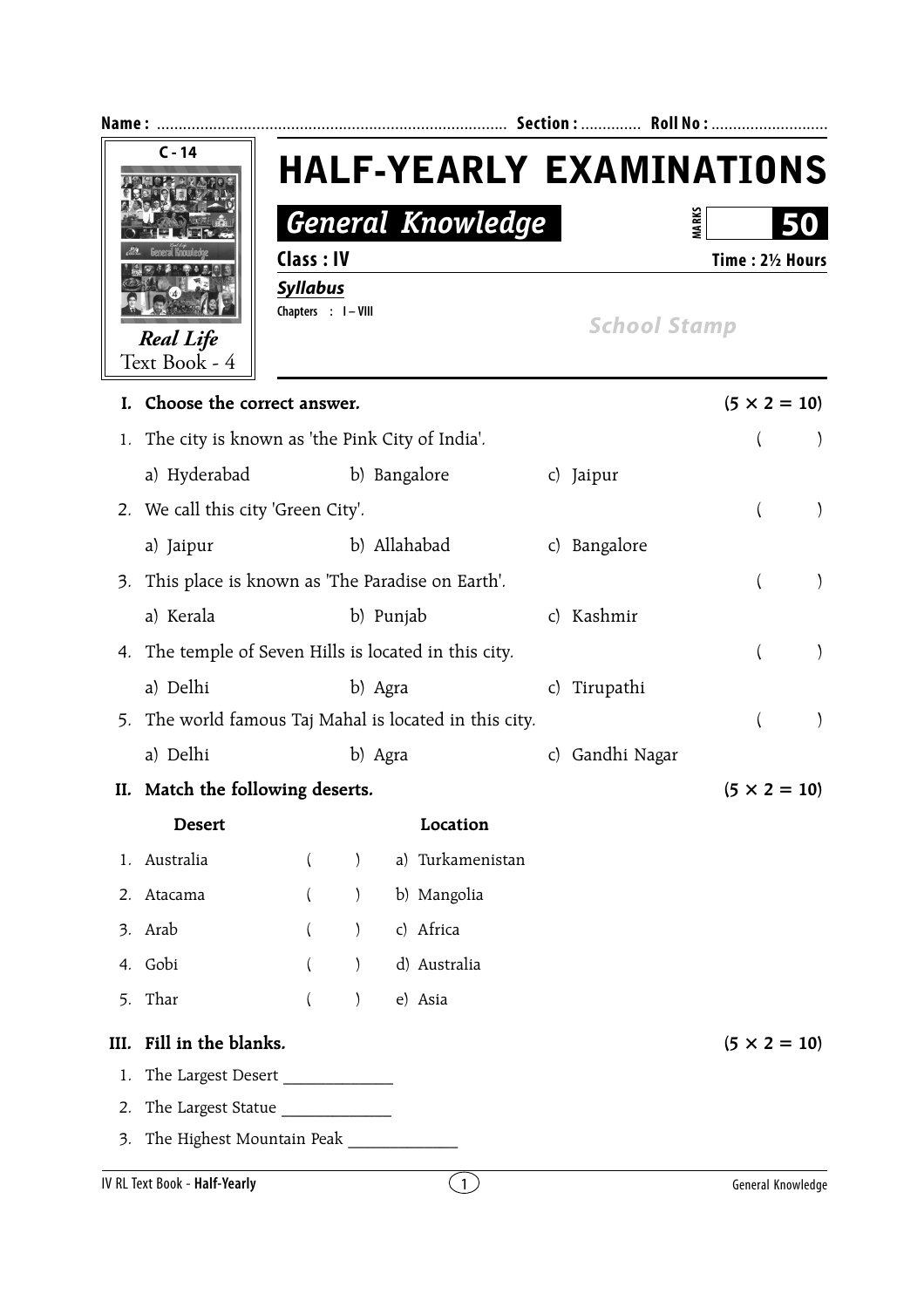Name : ................................................................................ Section : ............. Roll No : ...........................

C - 14

*Real Life*
Text Book - 4

# HALF-YEARLY EXAMINATIONS

## *General Knowledge*

MARKS **50**

**Class : IV** **Time : 2½ Hours**

***Syllabus***

Chapters : I – VIII

*School Stamp*

---

**I. Choose the correct answer.** **(5 × 2 = 10)**

1. The city is known as 'the Pink City of India'. ( )
   a) Hyderabad b) Bangalore c) Jaipur
2. We call this city 'Green City'. ( )
   a) Jaipur b) Allahabad c) Bangalore
3. This place is known as 'The Paradise on Earth'. ( )
   a) Kerala b) Punjab c) Kashmir
4. The temple of Seven Hills is located in this city. ( )
   a) Delhi b) Agra c) Tirupathi
5. The world famous Taj Mahal is located in this city. ( )
   a) Delhi b) Agra c) Gandhi Nagar

**II. Match the following deserts.** **(5 × 2 = 10)**

| Desert | | Location |
|---|---|---|
| 1. Australia | ( ) | a) Turkamenistan |
| 2. Atacama | ( ) | b) Mangolia |
| 3. Arab | ( ) | c) Africa |
| 4. Gobi | ( ) | d) Australia |
| 5. Thar | ( ) | e) Asia |

**III. Fill in the blanks.** **(5 × 2 = 10)**

1. The Largest Desert ____________
2. The Largest Statue ____________
3. The Highest Mountain Peak ____________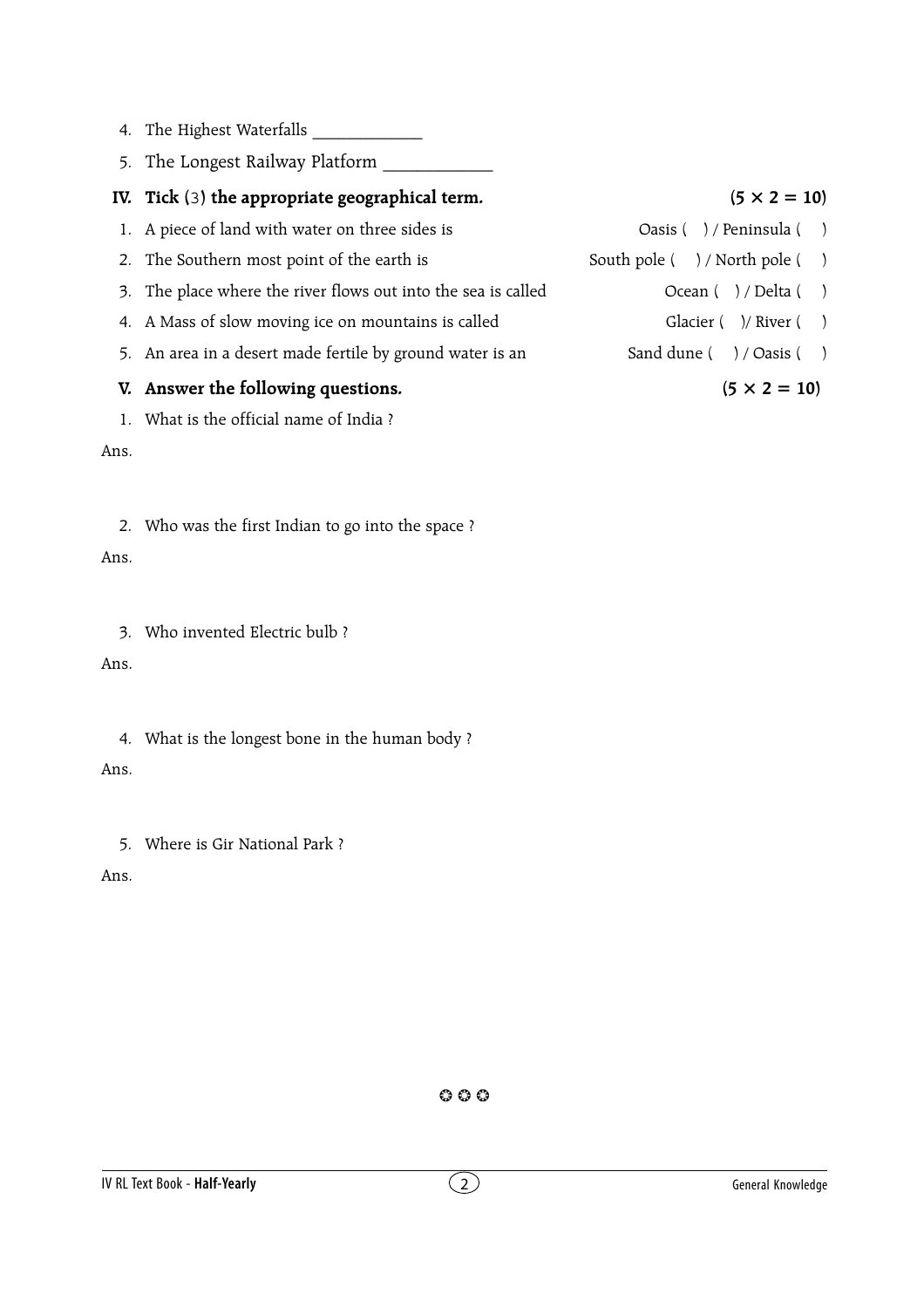4. The Highest Waterfalls ____________
5. The Longest Railway Platform ____________

**IV. Tick (3) the appropriate geographical term.** **(5 × 2 = 10)**

1. A piece of land with water on three sides is Oasis ( ) / Peninsula ( )
2. The Southern most point of the earth is South pole ( ) / North pole ( )
3. The place where the river flows out into the sea is called Ocean ( ) / Delta ( )
4. A Mass of slow moving ice on mountains is called Glacier ( )/ River ( )
5. An area in a desert made fertile by ground water is an Sand dune ( ) / Oasis ( )

**V. Answer the following questions.** **(5 × 2 = 10)**

1. What is the official name of India ?

Ans.

2. Who was the first Indian to go into the space ?

Ans.

3. Who invented Electric bulb ?

Ans.

4. What is the longest bone in the human body ?

Ans.

5. Where is Gir National Park ?

Ans.

❂ ❂ ❂